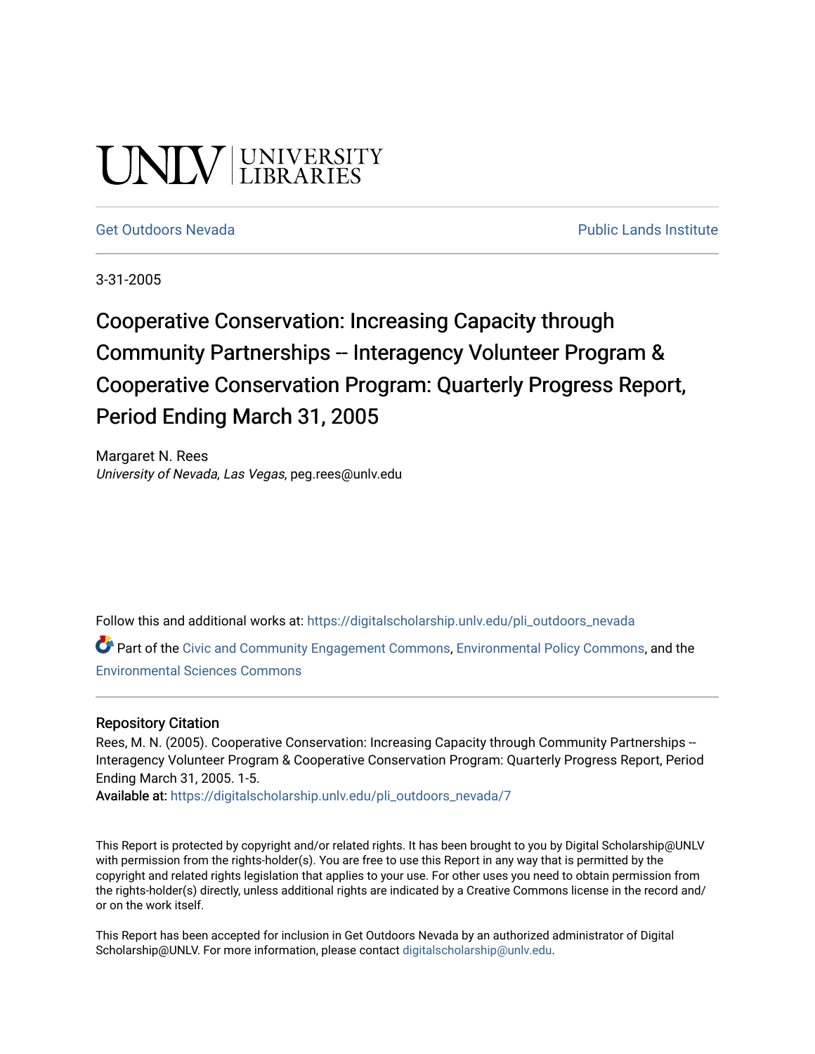UNLV | UNIVERSITY LIBRARIES

Get Outdoors Nevada — Public Lands Institute

3-31-2005

# Cooperative Conservation: Increasing Capacity through Community Partnerships -- Interagency Volunteer Program & Cooperative Conservation Program: Quarterly Progress Report, Period Ending March 31, 2005

Margaret N. Rees
*University of Nevada, Las Vegas*, peg.rees@unlv.edu

Follow this and additional works at: https://digitalscholarship.unlv.edu/pli_outdoors_nevada

Part of the Civic and Community Engagement Commons, Environmental Policy Commons, and the Environmental Sciences Commons

## Repository Citation

Rees, M. N. (2005). Cooperative Conservation: Increasing Capacity through Community Partnerships -- Interagency Volunteer Program & Cooperative Conservation Program: Quarterly Progress Report, Period Ending March 31, 2005. 1-5.

**Available at:** https://digitalscholarship.unlv.edu/pli_outdoors_nevada/7

This Report is protected by copyright and/or related rights. It has been brought to you by Digital Scholarship@UNLV with permission from the rights-holder(s). You are free to use this Report in any way that is permitted by the copyright and related rights legislation that applies to your use. For other uses you need to obtain permission from the rights-holder(s) directly, unless additional rights are indicated by a Creative Commons license in the record and/or on the work itself.

This Report has been accepted for inclusion in Get Outdoors Nevada by an authorized administrator of Digital Scholarship@UNLV. For more information, please contact digitalscholarship@unlv.edu.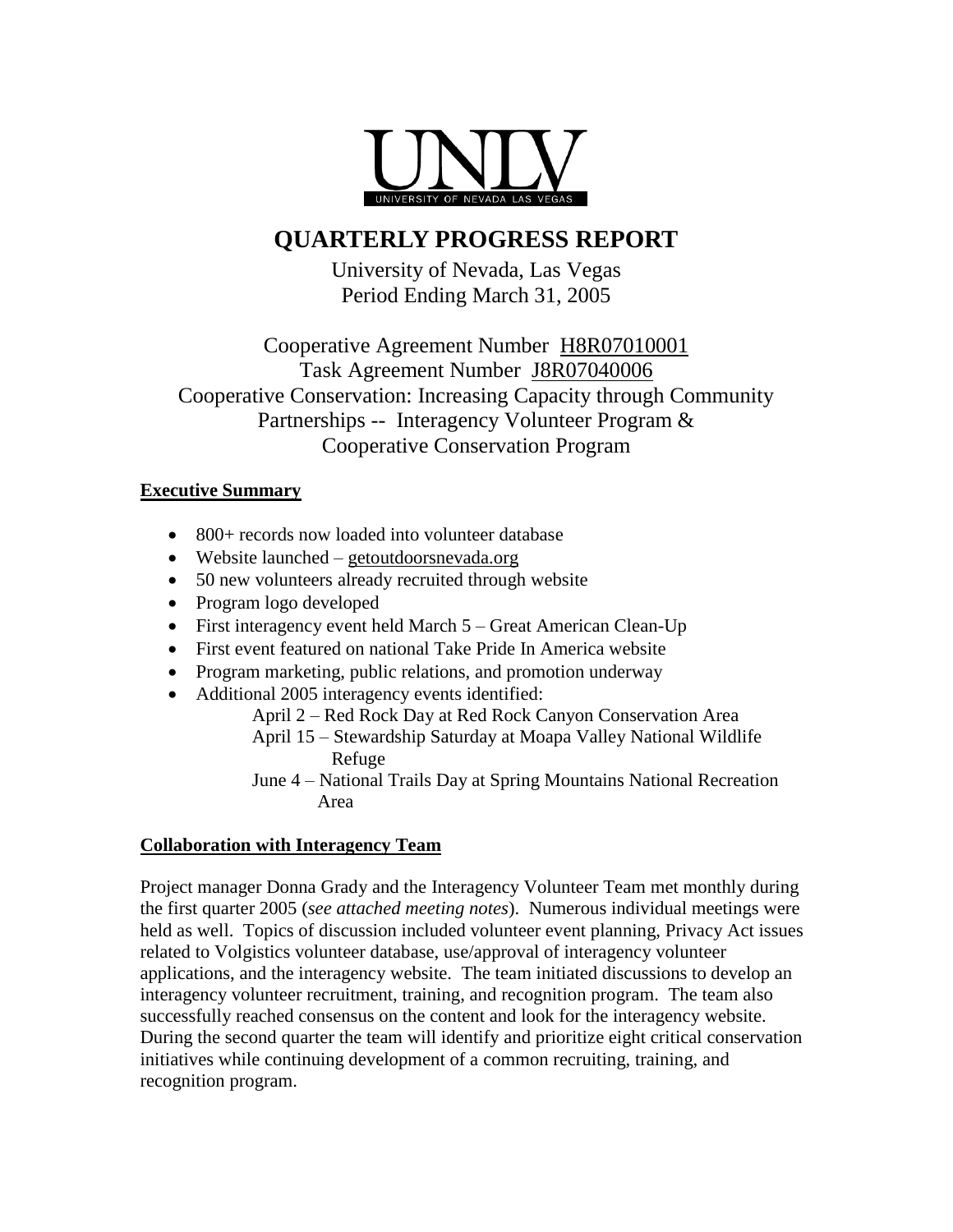UNLV

UNIVERSITY OF NEVADA LAS VEGAS

# QUARTERLY PROGRESS REPORT

University of Nevada, Las Vegas
Period Ending March 31, 2005

Cooperative Agreement Number H8R07010001
Task Agreement Number J8R07040006
Cooperative Conservation: Increasing Capacity through Community Partnerships -- Interagency Volunteer Program & Cooperative Conservation Program

## Executive Summary

- 800+ records now loaded into volunteer database
- Website launched – getoutdoorsnevada.org
- 50 new volunteers already recruited through website
- Program logo developed
- First interagency event held March 5 – Great American Clean-Up
- First event featured on national Take Pride In America website
- Program marketing, public relations, and promotion underway
- Additional 2005 interagency events identified:
  - April 2 – Red Rock Day at Red Rock Canyon Conservation Area
  - April 15 – Stewardship Saturday at Moapa Valley National Wildlife Refuge
  - June 4 – National Trails Day at Spring Mountains National Recreation Area

## Collaboration with Interagency Team

Project manager Donna Grady and the Interagency Volunteer Team met monthly during the first quarter 2005 (*see attached meeting notes*). Numerous individual meetings were held as well. Topics of discussion included volunteer event planning, Privacy Act issues related to Volgistics volunteer database, use/approval of interagency volunteer applications, and the interagency website. The team initiated discussions to develop an interagency volunteer recruitment, training, and recognition program. The team also successfully reached consensus on the content and look for the interagency website. During the second quarter the team will identify and prioritize eight critical conservation initiatives while continuing development of a common recruiting, training, and recognition program.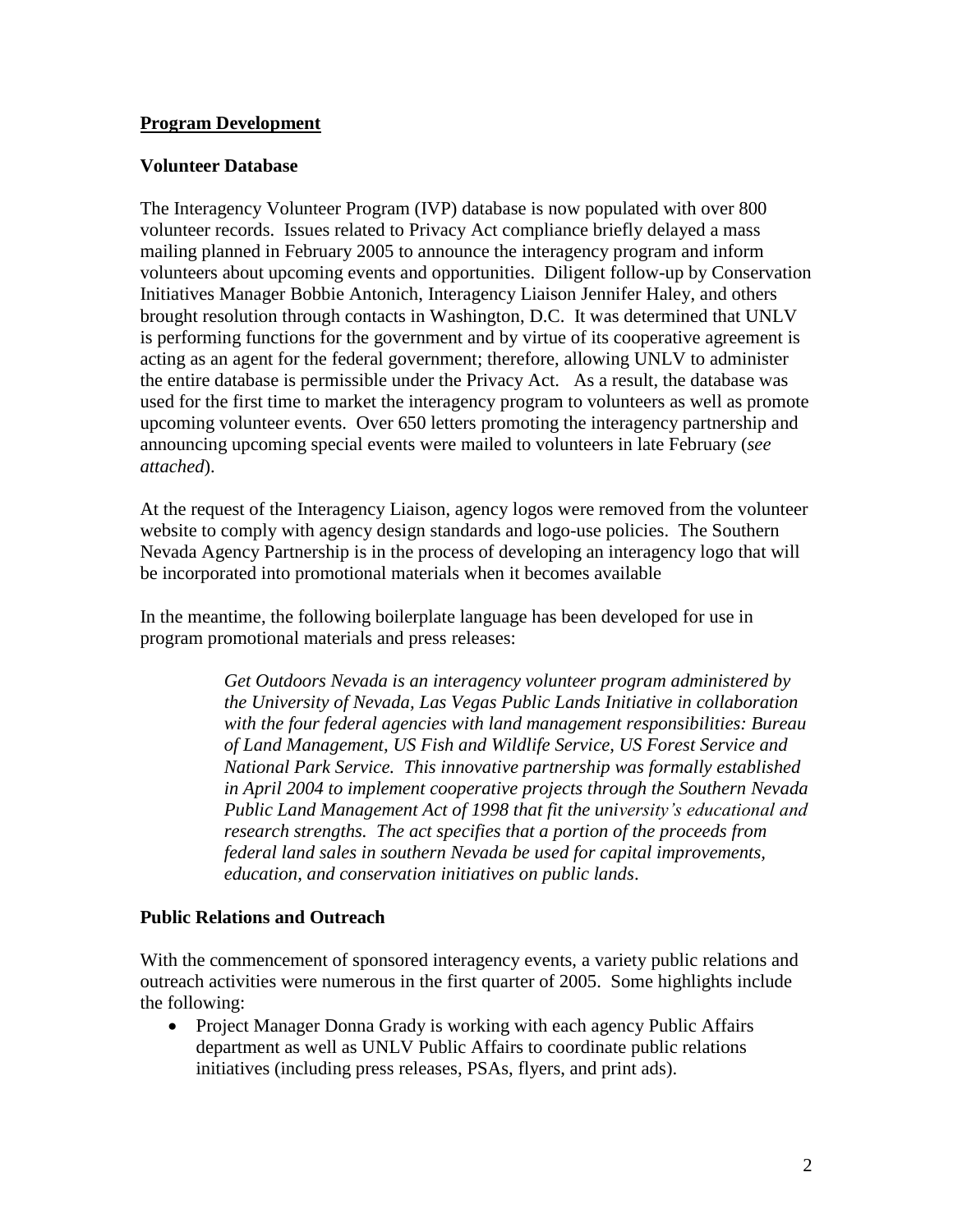## Program Development

### Volunteer Database

The Interagency Volunteer Program (IVP) database is now populated with over 800 volunteer records. Issues related to Privacy Act compliance briefly delayed a mass mailing planned in February 2005 to announce the interagency program and inform volunteers about upcoming events and opportunities. Diligent follow-up by Conservation Initiatives Manager Bobbie Antonich, Interagency Liaison Jennifer Haley, and others brought resolution through contacts in Washington, D.C. It was determined that UNLV is performing functions for the government and by virtue of its cooperative agreement is acting as an agent for the federal government; therefore, allowing UNLV to administer the entire database is permissible under the Privacy Act. As a result, the database was used for the first time to market the interagency program to volunteers as well as promote upcoming volunteer events. Over 650 letters promoting the interagency partnership and announcing upcoming special events were mailed to volunteers in late February (*see attached*).

At the request of the Interagency Liaison, agency logos were removed from the volunteer website to comply with agency design standards and logo-use policies. The Southern Nevada Agency Partnership is in the process of developing an interagency logo that will be incorporated into promotional materials when it becomes available

In the meantime, the following boilerplate language has been developed for use in program promotional materials and press releases:

> *Get Outdoors Nevada is an interagency volunteer program administered by the University of Nevada, Las Vegas Public Lands Initiative in collaboration with the four federal agencies with land management responsibilities: Bureau of Land Management, US Fish and Wildlife Service, US Forest Service and National Park Service. This innovative partnership was formally established in April 2004 to implement cooperative projects through the Southern Nevada Public Land Management Act of 1998 that fit the university's educational and research strengths. The act specifies that a portion of the proceeds from federal land sales in southern Nevada be used for capital improvements, education, and conservation initiatives on public lands*.

### Public Relations and Outreach

With the commencement of sponsored interagency events, a variety public relations and outreach activities were numerous in the first quarter of 2005. Some highlights include the following:

- Project Manager Donna Grady is working with each agency Public Affairs department as well as UNLV Public Affairs to coordinate public relations initiatives (including press releases, PSAs, flyers, and print ads).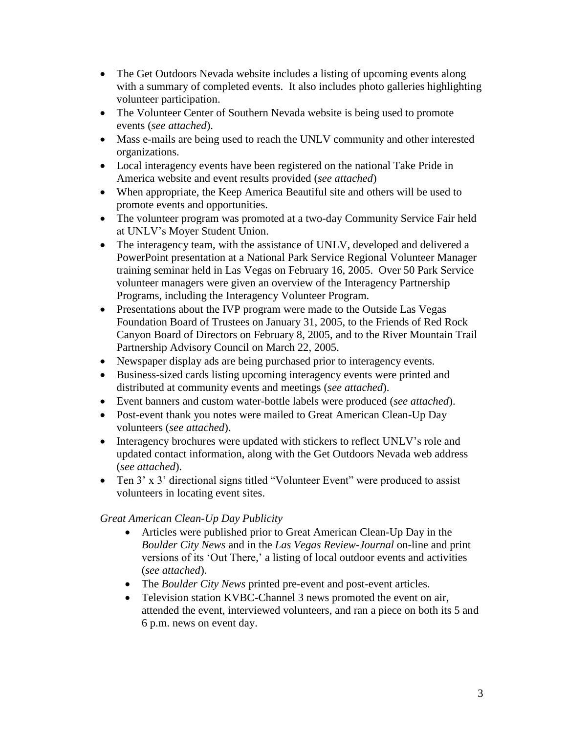- The Get Outdoors Nevada website includes a listing of upcoming events along with a summary of completed events. It also includes photo galleries highlighting volunteer participation.
- The Volunteer Center of Southern Nevada website is being used to promote events (*see attached*).
- Mass e-mails are being used to reach the UNLV community and other interested organizations.
- Local interagency events have been registered on the national Take Pride in America website and event results provided (*see attached*)
- When appropriate, the Keep America Beautiful site and others will be used to promote events and opportunities.
- The volunteer program was promoted at a two-day Community Service Fair held at UNLV's Moyer Student Union.
- The interagency team, with the assistance of UNLV, developed and delivered a PowerPoint presentation at a National Park Service Regional Volunteer Manager training seminar held in Las Vegas on February 16, 2005. Over 50 Park Service volunteer managers were given an overview of the Interagency Partnership Programs, including the Interagency Volunteer Program.
- Presentations about the IVP program were made to the Outside Las Vegas Foundation Board of Trustees on January 31, 2005, to the Friends of Red Rock Canyon Board of Directors on February 8, 2005, and to the River Mountain Trail Partnership Advisory Council on March 22, 2005.
- Newspaper display ads are being purchased prior to interagency events.
- Business-sized cards listing upcoming interagency events were printed and distributed at community events and meetings (*see attached*).
- Event banners and custom water-bottle labels were produced (*see attached*).
- Post-event thank you notes were mailed to Great American Clean-Up Day volunteers (*see attached*).
- Interagency brochures were updated with stickers to reflect UNLV's role and updated contact information, along with the Get Outdoors Nevada web address (*see attached*).
- Ten 3' x 3' directional signs titled "Volunteer Event" were produced to assist volunteers in locating event sites.

*Great American Clean-Up Day Publicity*

- Articles were published prior to Great American Clean-Up Day in the *Boulder City News* and in the *Las Vegas Review-Journal* on-line and print versions of its 'Out There,' a listing of local outdoor events and activities (*see attached*).
- The *Boulder City News* printed pre-event and post-event articles.
- Television station KVBC-Channel 3 news promoted the event on air, attended the event, interviewed volunteers, and ran a piece on both its 5 and 6 p.m. news on event day.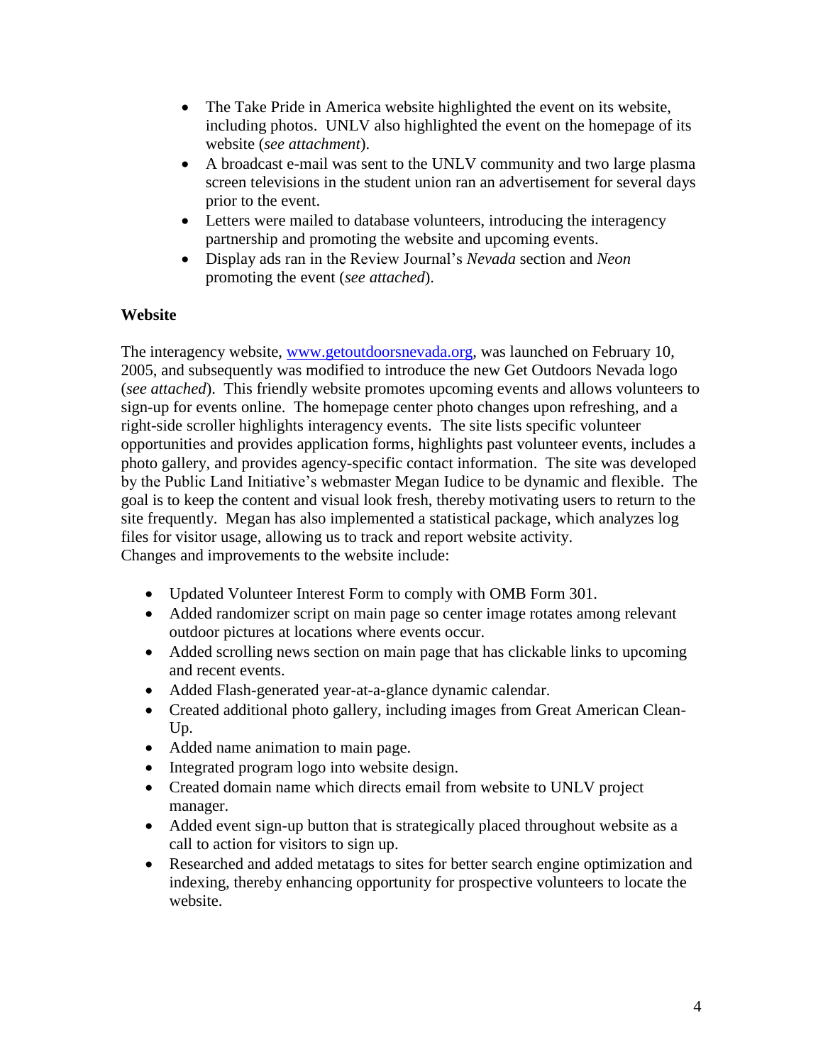- The Take Pride in America website highlighted the event on its website, including photos. UNLV also highlighted the event on the homepage of its website (*see attachment*).
- A broadcast e-mail was sent to the UNLV community and two large plasma screen televisions in the student union ran an advertisement for several days prior to the event.
- Letters were mailed to database volunteers, introducing the interagency partnership and promoting the website and upcoming events.
- Display ads ran in the Review Journal's *Nevada* section and *Neon* promoting the event (*see attached*).

**Website**

The interagency website, [www.getoutdoorsnevada.org](http://www.getoutdoorsnevada.org), was launched on February 10, 2005, and subsequently was modified to introduce the new Get Outdoors Nevada logo (*see attached*). This friendly website promotes upcoming events and allows volunteers to sign-up for events online. The homepage center photo changes upon refreshing, and a right-side scroller highlights interagency events. The site lists specific volunteer opportunities and provides application forms, highlights past volunteer events, includes a photo gallery, and provides agency-specific contact information. The site was developed by the Public Land Initiative's webmaster Megan Iudice to be dynamic and flexible. The goal is to keep the content and visual look fresh, thereby motivating users to return to the site frequently. Megan has also implemented a statistical package, which analyzes log files for visitor usage, allowing us to track and report website activity.
Changes and improvements to the website include:

- Updated Volunteer Interest Form to comply with OMB Form 301.
- Added randomizer script on main page so center image rotates among relevant outdoor pictures at locations where events occur.
- Added scrolling news section on main page that has clickable links to upcoming and recent events.
- Added Flash-generated year-at-a-glance dynamic calendar.
- Created additional photo gallery, including images from Great American Clean-Up.
- Added name animation to main page.
- Integrated program logo into website design.
- Created domain name which directs email from website to UNLV project manager.
- Added event sign-up button that is strategically placed throughout website as a call to action for visitors to sign up.
- Researched and added metatags to sites for better search engine optimization and indexing, thereby enhancing opportunity for prospective volunteers to locate the website.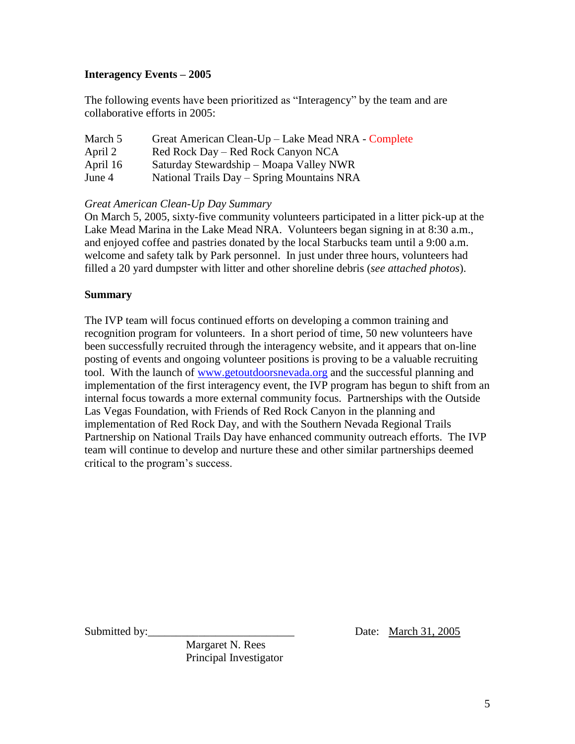**Interagency Events – 2005**

The following events have been prioritized as "Interagency" by the team and are collaborative efforts in 2005:

| | |
|---|---|
| March 5 | Great American Clean-Up – Lake Mead NRA - Complete |
| April 2 | Red Rock Day – Red Rock Canyon NCA |
| April 16 | Saturday Stewardship – Moapa Valley NWR |
| June 4 | National Trails Day – Spring Mountains NRA |

*Great American Clean-Up Day Summary*

On March 5, 2005, sixty-five community volunteers participated in a litter pick-up at the Lake Mead Marina in the Lake Mead NRA. Volunteers began signing in at 8:30 a.m., and enjoyed coffee and pastries donated by the local Starbucks team until a 9:00 a.m. welcome and safety talk by Park personnel. In just under three hours, volunteers had filled a 20 yard dumpster with litter and other shoreline debris (*see attached photos*).

**Summary**

The IVP team will focus continued efforts on developing a common training and recognition program for volunteers. In a short period of time, 50 new volunteers have been successfully recruited through the interagency website, and it appears that on-line posting of events and ongoing volunteer positions is proving to be a valuable recruiting tool. With the launch of www.getoutdoorsnevada.org and the successful planning and implementation of the first interagency event, the IVP program has begun to shift from an internal focus towards a more external community focus. Partnerships with the Outside Las Vegas Foundation, with Friends of Red Rock Canyon in the planning and implementation of Red Rock Day, and with the Southern Nevada Regional Trails Partnership on National Trails Day have enhanced community outreach efforts. The IVP team will continue to develop and nurture these and other similar partnerships deemed critical to the program's success.

Submitted by:_________________________ Date: March 31, 2005

Margaret N. Rees
Principal Investigator